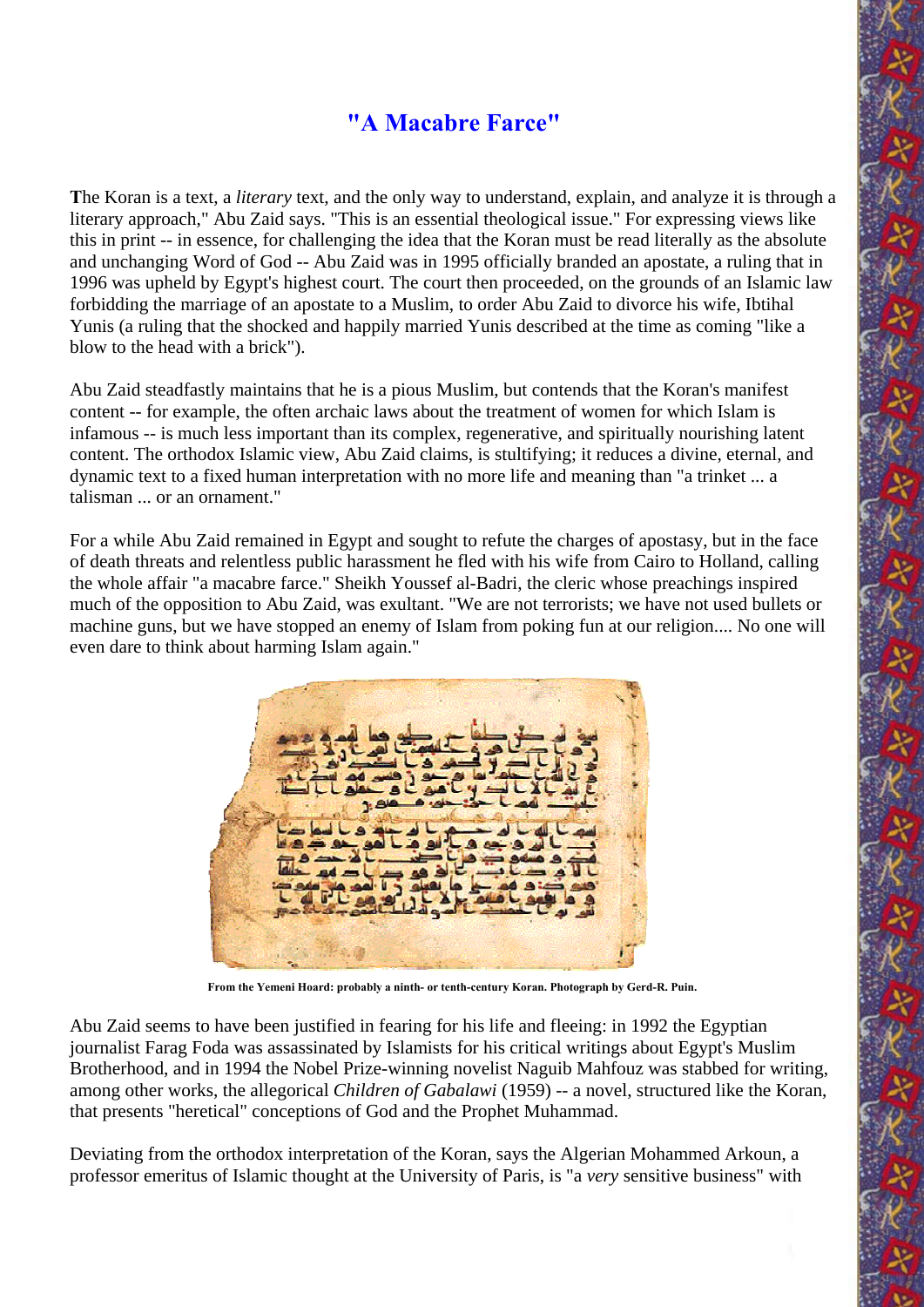## "A Macabre Farce"

**T**he Koran is a text, a *literary* text, and the only way to understand, explain, and analyze it is through a literary approach," Abu Zaid says. "This is an essential theological issue." For expressing views like this in print -- in essence, for challenging the idea that the Koran must be read literally as the absolute and unchanging Word of God -- Abu Zaid was in 1995 officially branded an apostate, a ruling that in 1996 was upheld by Egypt's highest court. The court then proceeded, on the grounds of an Islamic law forbidding the marriage of an apostate to a Muslim, to order Abu Zaid to divorce his wife, Ibtihal Yunis (a ruling that the shocked and happily married Yunis described at the time as coming "like a blow to the head with a brick").

Abu Zaid steadfastly maintains that he is a pious Muslim, but contends that the Koran's manifest content -- for example, the often archaic laws about the treatment of women for which Islam is infamous -- is much less important than its complex, regenerative, and spiritually nourishing latent content. The orthodox Islamic view, Abu Zaid claims, is stultifying; it reduces a divine, eternal, and dynamic text to a fixed human interpretation with no more life and meaning than "a trinket ... a talisman ... or an ornament."

For a while Abu Zaid remained in Egypt and sought to refute the charges of apostasy, but in the face of death threats and relentless public harassment he fled with his wife from Cairo to Holland, calling the whole affair "a macabre farce." Sheikh Youssef al-Badri, the cleric whose preachings inspired much of the opposition to Abu Zaid, was exultant. "We are not terrorists; we have not used bullets or machine guns, but we have stopped an enemy of Islam from poking fun at our religion.... No one will even dare to think about harming Islam again."

**From the Yemeni Hoard: probably a ninth- or tenth-century Koran. Photograph by Gerd-R. Puin.**

Abu Zaid seems to have been justified in fearing for his life and fleeing: in 1992 the Egyptian journalist Farag Foda was assassinated by Islamists for his critical writings about Egypt's Muslim Brotherhood, and in 1994 the Nobel Prize-winning novelist Naguib Mahfouz was stabbed for writing, among other works, the allegorical *Children of Gabalawi* (1959) -- a novel, structured like the Koran, that presents "heretical" conceptions of God and the Prophet Muhammad.

Deviating from the orthodox interpretation of the Koran, says the Algerian Mohammed Arkoun, a professor emeritus of Islamic thought at the University of Paris, is "a *very* sensitive business" with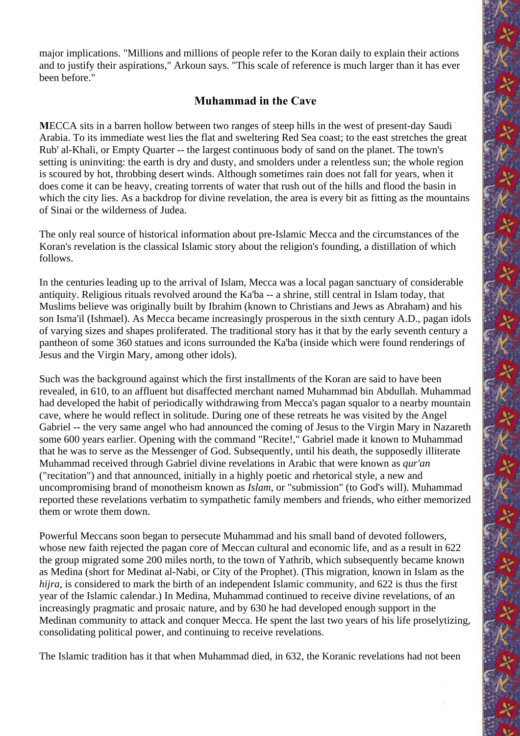major implications. "Millions and millions of people refer to the Koran daily to explain their actions and to justify their aspirations," Arkoun says. "This scale of reference is much larger than it has ever been before."

## Muhammad in the Cave

**M**ECCA sits in a barren hollow between two ranges of steep hills in the west of present-day Saudi Arabia. To its immediate west lies the flat and sweltering Red Sea coast; to the east stretches the great Rub' al-Khali, or Empty Quarter -- the largest continuous body of sand on the planet. The town's setting is uninviting: the earth is dry and dusty, and smolders under a relentless sun; the whole region is scoured by hot, throbbing desert winds. Although sometimes rain does not fall for years, when it does come it can be heavy, creating torrents of water that rush out of the hills and flood the basin in which the city lies. As a backdrop for divine revelation, the area is every bit as fitting as the mountains of Sinai or the wilderness of Judea.

The only real source of historical information about pre-Islamic Mecca and the circumstances of the Koran's revelation is the classical Islamic story about the religion's founding, a distillation of which follows.

In the centuries leading up to the arrival of Islam, Mecca was a local pagan sanctuary of considerable antiquity. Religious rituals revolved around the Ka'ba -- a shrine, still central in Islam today, that Muslims believe was originally built by Ibrahim (known to Christians and Jews as Abraham) and his son Isma'il (Ishmael). As Mecca became increasingly prosperous in the sixth century A.D., pagan idols of varying sizes and shapes proliferated. The traditional story has it that by the early seventh century a pantheon of some 360 statues and icons surrounded the Ka'ba (inside which were found renderings of Jesus and the Virgin Mary, among other idols).

Such was the background against which the first installments of the Koran are said to have been revealed, in 610, to an affluent but disaffected merchant named Muhammad bin Abdullah. Muhammad had developed the habit of periodically withdrawing from Mecca's pagan squalor to a nearby mountain cave, where he would reflect in solitude. During one of these retreats he was visited by the Angel Gabriel -- the very same angel who had announced the coming of Jesus to the Virgin Mary in Nazareth some 600 years earlier. Opening with the command "Recite!," Gabriel made it known to Muhammad that he was to serve as the Messenger of God. Subsequently, until his death, the supposedly illiterate Muhammad received through Gabriel divine revelations in Arabic that were known as *qur'an* ("recitation") and that announced, initially in a highly poetic and rhetorical style, a new and uncompromising brand of monotheism known as *Islam,* or "submission" (to God's will). Muhammad reported these revelations verbatim to sympathetic family members and friends, who either memorized them or wrote them down.

Powerful Meccans soon began to persecute Muhammad and his small band of devoted followers, whose new faith rejected the pagan core of Meccan cultural and economic life, and as a result in 622 the group migrated some 200 miles north, to the town of Yathrib, which subsequently became known as Medina (short for Medinat al-Nabi, or City of the Prophet). (This migration, known in Islam as the *hijra,* is considered to mark the birth of an independent Islamic community, and 622 is thus the first year of the Islamic calendar.) In Medina, Muhammad continued to receive divine revelations, of an increasingly pragmatic and prosaic nature, and by 630 he had developed enough support in the Medinan community to attack and conquer Mecca. He spent the last two years of his life proselytizing, consolidating political power, and continuing to receive revelations.

The Islamic tradition has it that when Muhammad died, in 632, the Koranic revelations had not been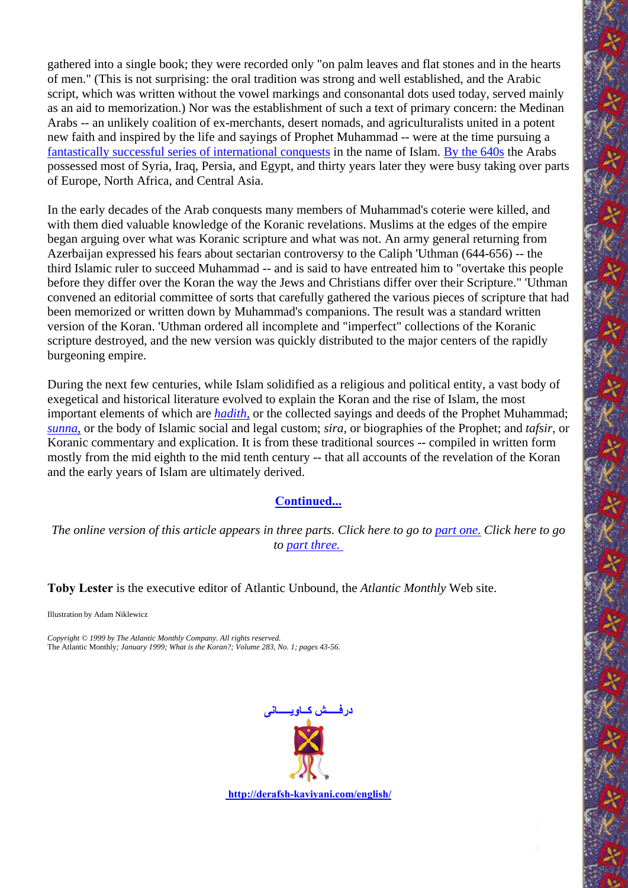gathered into a single book; they were recorded only "on palm leaves and flat stones and in the hearts of men." (This is not surprising: the oral tradition was strong and well established, and the Arabic script, which was written without the vowel markings and consonantal dots used today, served mainly as an aid to memorization.) Nor was the establishment of such a text of primary concern: the Medinan Arabs -- an unlikely coalition of ex-merchants, desert nomads, and agriculturalists united in a potent new faith and inspired by the life and sayings of Prophet Muhammad -- were at the time pursuing a fantastically successful series of international conquests in the name of Islam. By the 640s the Arabs possessed most of Syria, Iraq, Persia, and Egypt, and thirty years later they were busy taking over parts of Europe, North Africa, and Central Asia.

In the early decades of the Arab conquests many members of Muhammad's coterie were killed, and with them died valuable knowledge of the Koranic revelations. Muslims at the edges of the empire began arguing over what was Koranic scripture and what was not. An army general returning from Azerbaijan expressed his fears about sectarian controversy to the Caliph 'Uthman (644-656) -- the third Islamic ruler to succeed Muhammad -- and is said to have entreated him to "overtake this people before they differ over the Koran the way the Jews and Christians differ over their Scripture." 'Uthman convened an editorial committee of sorts that carefully gathered the various pieces of scripture that had been memorized or written down by Muhammad's companions. The result was a standard written version of the Koran. 'Uthman ordered all incomplete and "imperfect" collections of the Koranic scripture destroyed, and the new version was quickly distributed to the major centers of the rapidly burgeoning empire.

During the next few centuries, while Islam solidified as a religious and political entity, a vast body of exegetical and historical literature evolved to explain the Koran and the rise of Islam, the most important elements of which are *hadith,* or the collected sayings and deeds of the Prophet Muhammad; *sunna,* or the body of Islamic social and legal custom; *sira*, or biographies of the Prophet; and *tafsir*, or Koranic commentary and explication. It is from these traditional sources -- compiled in written form mostly from the mid eighth to the mid tenth century -- that all accounts of the revelation of the Koran and the early years of Islam are ultimately derived.

**Continued...**

*The online version of this article appears in three parts. Click here to go to part one. Click here to go to part three.*

**Toby Lester** is the executive editor of Atlantic Unbound, the *Atlantic Monthly* Web site.

Illustration by Adam Niklewicz

*Copyright © 1999 by The Atlantic Monthly Company. All rights reserved.*
The Atlantic Monthly*; January 1999; What is the Koran?; Volume 283, No. 1; pages 43-56.*

**درفش کاویانی**

**http://derafsh-kaviyani.com/english/**